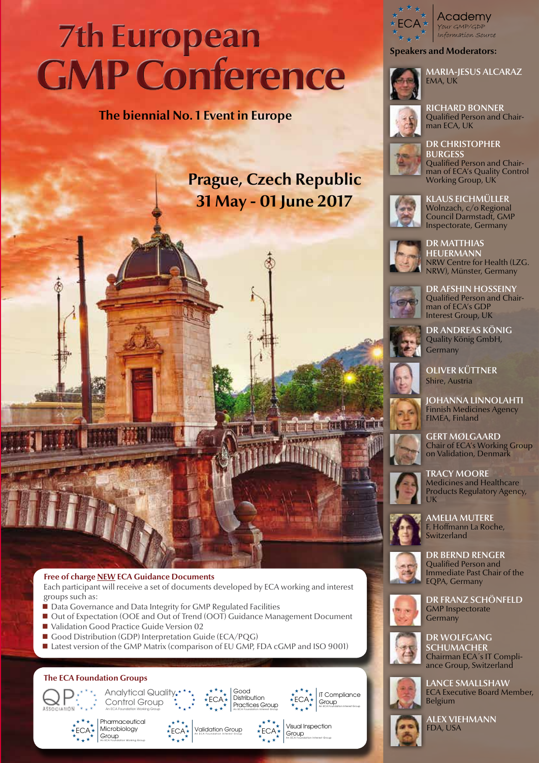# 7th European GMP Conference

**The biennial No. 1 Event in Europe**

**Prague, Czech Republic**
**31 May - 01 June 2017**

ECA Academy
*Your GMP/GDP Information Source*

## Speakers and Moderators:

**MARIA-JESUS ALCARAZ**
EMA, UK

**RICHARD BONNER**
Qualified Person and Chairman ECA, UK

**DR CHRISTOPHER BURGESS**
Qualified Person and Chairman of ECA's Quality Control Working Group, UK

**KLAUS EICHMÜLLER**
Wolnzach, c/o Regional Council Darmstadt, GMP Inspectorate, Germany

**DR MATTHIAS HEUERMANN**
NRW Centre for Health (LZG. NRW), Münster, Germany

**DR AFSHIN HOSSEINY**
Qualified Person and Chairman of ECA's GDP Interest Group, UK

**DR ANDREAS KÖNIG**
Quality König GmbH, Germany

**OLIVER KÜTTNER**
Shire, Austria

**JOHANNA LINNOLAHTI**
Finnish Medicines Agency FIMEA, Finland

**GERT MØLGAARD**
Chair of ECA's Working Group on Validation, Denmark

**TRACY MOORE**
Medicines and Healthcare Products Regulatory Agency, UK

**AMELIA MUTERE**
F. Hoffmann La Roche, Switzerland

**DR BERND RENGER**
Qualified Person and Immediate Past Chair of the EQPA, Germany

**DR FRANZ SCHÖNFELD**
GMP Inspectorate Germany

**DR WOLFGANG SCHUMACHER**
Chairman ECA´s IT Compliance Group, Switzerland

**LANCE SMALLSHAW**
ECA Executive Board Member, Belgium

**ALEX VIEHMANN**
FDA, USA

### Free of charge NEW ECA Guidance Documents

Each participant will receive a set of documents developed by ECA working and interest groups such as:

- Data Governance and Data Integrity for GMP Regulated Facilities
- Out of Expectation (OOE and Out of Trend (OOT) Guidance Management Document
- Validation Good Practice Guide Version 02
- Good Distribution (GDP) Interpretation Guide (ECA/PQG)
- Latest version of the GMP Matrix (comparison of EU GMP, FDA cGMP and ISO 9001)

### The ECA Foundation Groups

- QP Association
- Analytical Quality Control Group
- Good Distribution Practices Group
- IT Compliance Group
- Pharmaceutical Microbiology Group
- Validation Group
- Visual Inspection Group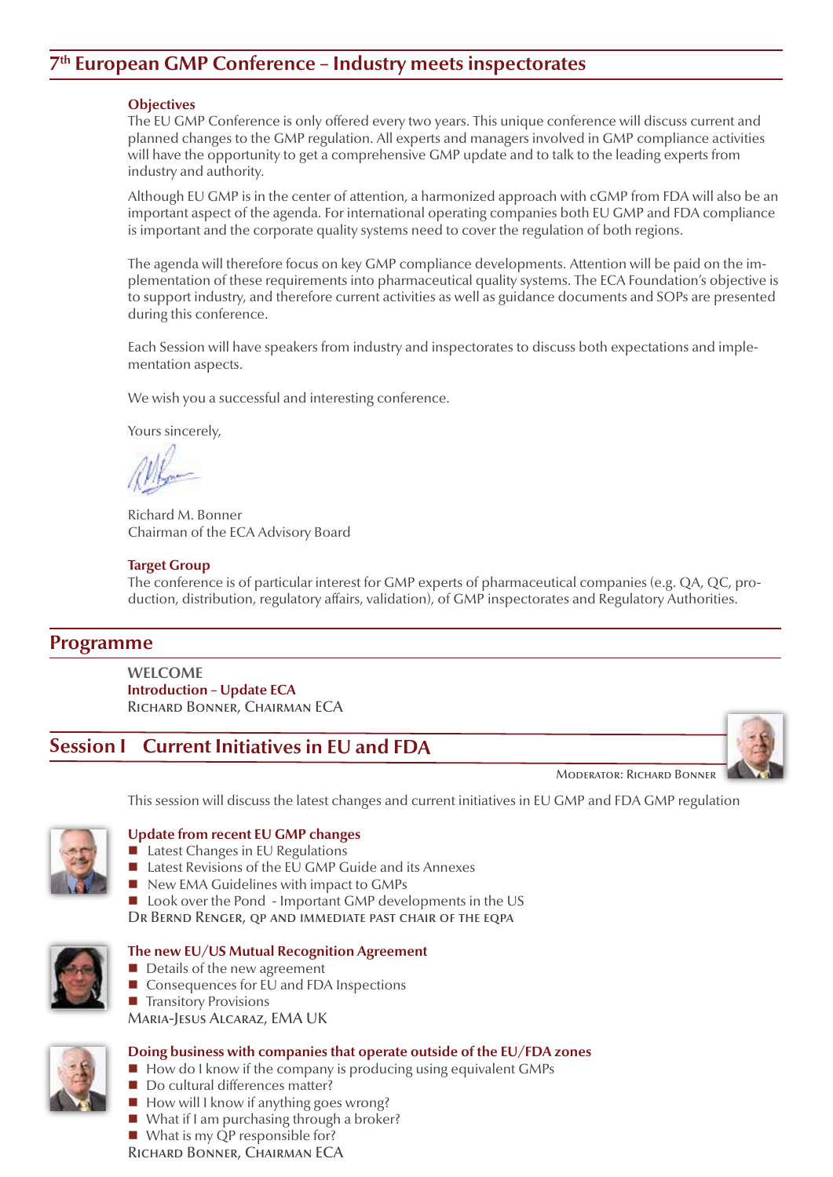## 7[th] European GMP Conference – Industry meets inspectorates

### Objectives

The EU GMP Conference is only offered every two years. This unique conference will discuss current and planned changes to the GMP regulation. All experts and managers involved in GMP compliance activities will have the opportunity to get a comprehensive GMP update and to talk to the leading experts from industry and authority.

Although EU GMP is in the center of attention, a harmonized approach with cGMP from FDA will also be an important aspect of the agenda. For international operating companies both EU GMP and FDA compliance is important and the corporate quality systems need to cover the regulation of both regions.

The agenda will therefore focus on key GMP compliance developments. Attention will be paid on the implementation of these requirements into pharmaceutical quality systems. The ECA Foundation's objective is to support industry, and therefore current activities as well as guidance documents and SOPs are presented during this conference.

Each Session will have speakers from industry and inspectorates to discuss both expectations and implementation aspects.

We wish you a successful and interesting conference.

Yours sincerely,

Richard M. Bonner
Chairman of the ECA Advisory Board

### Target Group

The conference is of particular interest for GMP experts of pharmaceutical companies (e.g. QA, QC, production, distribution, regulatory affairs, validation), of GMP inspectorates and Regulatory Authorities.

## Programme

**WELCOME**
**Introduction – Update ECA**
Richard Bonner, Chairman ECA

## Session I Current Initiatives in EU and FDA

Moderator: Richard Bonner

This session will discuss the latest changes and current initiatives in EU GMP and FDA GMP regulation

**Update from recent EU GMP changes**

- Latest Changes in EU Regulations
- Latest Revisions of the EU GMP Guide and its Annexes
- New EMA Guidelines with impact to GMPs
- Look over the Pond - Important GMP developments in the US

Dr Bernd Renger, QP and immediate past Chair of the EQPA

**The new EU/US Mutual Recognition Agreement**

- Details of the new agreement
- Consequences for EU and FDA Inspections
- Transitory Provisions

Maria-Jesus Alcaraz, EMA UK

**Doing business with companies that operate outside of the EU/FDA zones**

- How do I know if the company is producing using equivalent GMPs
- Do cultural differences matter?
- How will I know if anything goes wrong?
- What if I am purchasing through a broker?
- What is my QP responsible for?

Richard Bonner, Chairman ECA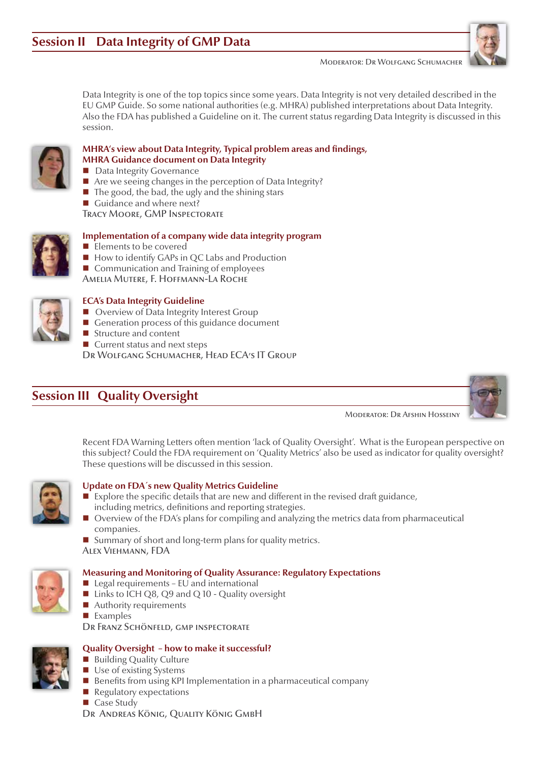## Session II Data Integrity of GMP Data

Moderator: Dr Wolfgang Schumacher

Data Integrity is one of the top topics since some years. Data Integrity is not very detailed described in the EU GMP Guide. So some national authorities (e.g. MHRA) published interpretations about Data Integrity. Also the FDA has published a Guideline on it. The current status regarding Data Integrity is discussed in this session.

### MHRA's view about Data Integrity, Typical problem areas and findings, MHRA Guidance document on Data Integrity

- Data Integrity Governance
- Are we seeing changes in the perception of Data Integrity?
- The good, the bad, the ugly and the shining stars
- Guidance and where next?

Tracy Moore, GMP Inspectorate

### Implementation of a company wide data integrity program

- Elements to be covered
- How to identify GAPs in QC Labs and Production
- Communication and Training of employees

Amelia Mutere, F. Hoffmann-La Roche

### ECA's Data Integrity Guideline

- Overview of Data Integrity Interest Group
- Generation process of this guidance document
- Structure and content
- Current status and next steps

Dr Wolfgang Schumacher, Head ECA's IT Group

## Session III Quality Oversight

Moderator: Dr Afshin Hosseiny

Recent FDA Warning Letters often mention 'lack of Quality Oversight'. What is the European perspective on this subject? Could the FDA requirement on 'Quality Metrics' also be used as indicator for quality oversight? These questions will be discussed in this session.

### Update on FDA´s new Quality Metrics Guideline

- Explore the specific details that are new and different in the revised draft guidance, including metrics, definitions and reporting strategies.
- Overview of the FDA's plans for compiling and analyzing the metrics data from pharmaceutical companies.
- Summary of short and long-term plans for quality metrics.

Alex Viehmann, FDA

### Measuring and Monitoring of Quality Assurance: Regulatory Expectations

- Legal requirements – EU and international
- Links to ICH Q8, Q9 and Q 10 - Quality oversight
- Authority requirements
- Examples

Dr Franz Schönfeld, GMP Inspectorate

### Quality Oversight – how to make it successful?

- Building Quality Culture
- Use of existing Systems
- Benefits from using KPI Implementation in a pharmaceutical company
- Regulatory expectations
- Case Study

Dr Andreas König, Quality König GmbH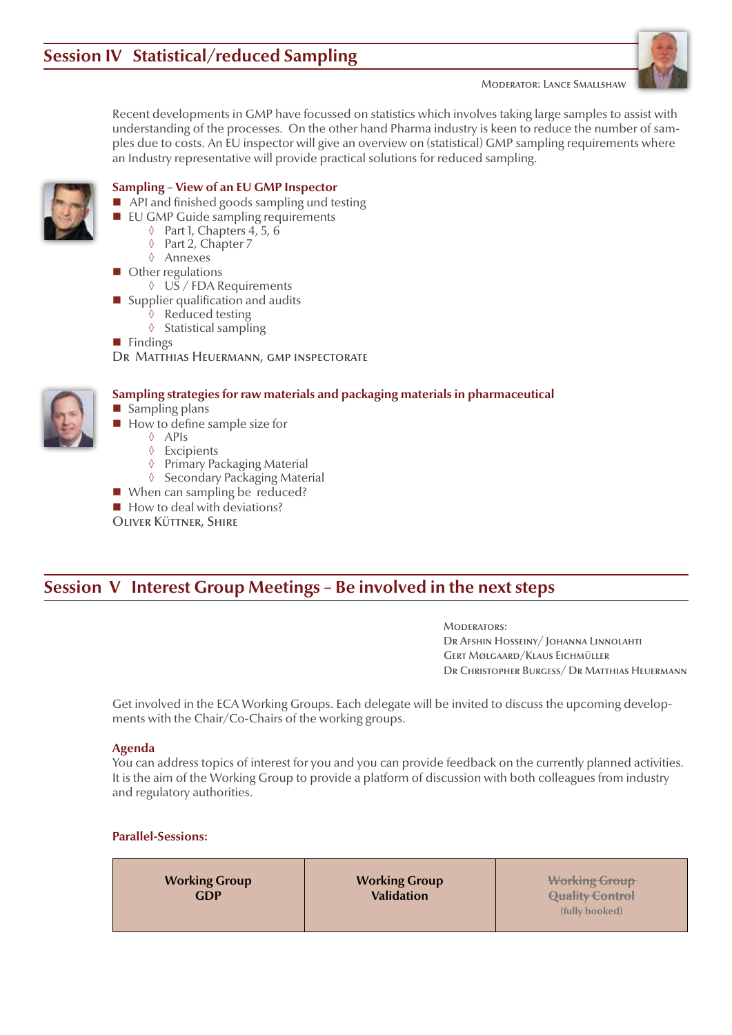## Session IV Statistical/reduced Sampling

Moderator: Lance Smallshaw

Recent developments in GMP have focussed on statistics which involves taking large samples to assist with understanding of the processes. On the other hand Pharma industry is keen to reduce the number of samples due to costs. An EU inspector will give an overview on (statistical) GMP sampling requirements where an Industry representative will provide practical solutions for reduced sampling.

### Sampling – View of an EU GMP Inspector

- API and finished goods sampling und testing
- EU GMP Guide sampling requirements
  - Part 1, Chapters 4, 5, 6
  - Part 2, Chapter 7
  - Annexes
- Other regulations
  - US / FDA Requirements
- Supplier qualification and audits
  - Reduced testing
  - Statistical sampling
- Findings

Dr Matthias Heuermann, GMP Inspectorate

### Sampling strategies for raw materials and packaging materials in pharmaceutical

- Sampling plans
- How to define sample size for
  - APIs
  - Excipients
  - Primary Packaging Material
  - Secondary Packaging Material
- When can sampling be reduced?
- How to deal with deviations?

Oliver Küttner, Shire

## Session V Interest Group Meetings – Be involved in the next steps

Moderators:
Dr Afshin Hosseiny/ Johanna Linnolahti
Gert Mølgaard/Klaus Eichmüller
Dr Christopher Burgess/ Dr Matthias Heuermann

Get involved in the ECA Working Groups. Each delegate will be invited to discuss the upcoming developments with the Chair/Co-Chairs of the working groups.

### Agenda

You can address topics of interest for you and you can provide feedback on the currently planned activities. It is the aim of the Working Group to provide a platform of discussion with both colleagues from industry and regulatory authorities.

### Parallel-Sessions:

| Working Group GDP | Working Group Validation | ~~Working Group Quality Control~~ (fully booked) |
|---|---|---|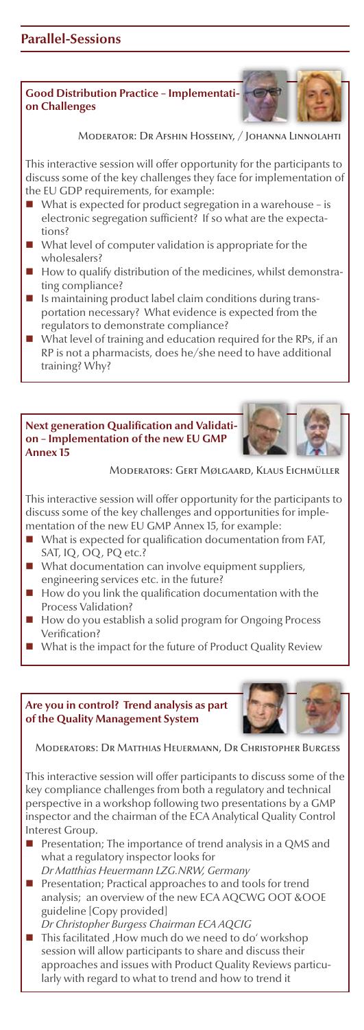# Parallel-Sessions

### Good Distribution Practice – Implementation Challenges

Moderator: Dr Afshin Hosseiny, / Johanna Linnolahti

This interactive session will offer opportunity for the participants to discuss some of the key challenges they face for implementation of the EU GDP requirements, for example:

- What is expected for product segregation in a warehouse – is electronic segregation sufficient? If so what are the expectations?
- What level of computer validation is appropriate for the wholesalers?
- How to qualify distribution of the medicines, whilst demonstrating compliance?
- Is maintaining product label claim conditions during transportation necessary? What evidence is expected from the regulators to demonstrate compliance?
- What level of training and education required for the RPs, if an RP is not a pharmacists, does he/she need to have additional training? Why?

### Next generation Qualification and Validation – Implementation of the new EU GMP Annex 15

Moderators: Gert Mølgaard, Klaus Eichmüller

This interactive session will offer opportunity for the participants to discuss some of the key challenges and opportunities for implementation of the new EU GMP Annex 15, for example:

- What is expected for qualification documentation from FAT, SAT, IQ, OQ, PQ etc.?
- What documentation can involve equipment suppliers, engineering services etc. in the future?
- How do you link the qualification documentation with the Process Validation?
- How do you establish a solid program for Ongoing Process Verification?
- What is the impact for the future of Product Quality Review

### Are you in control? Trend analysis as part of the Quality Management System

Moderators: Dr Matthias Heuermann, Dr Christopher Burgess

This interactive session will offer participants to discuss some of the key compliance challenges from both a regulatory and technical perspective in a workshop following two presentations by a GMP inspector and the chairman of the ECA Analytical Quality Control Interest Group.

- Presentation; The importance of trend analysis in a QMS and what a regulatory inspector looks for
  *Dr Matthias Heuermann LZG.NRW, Germany*
- Presentation; Practical approaches to and tools for trend analysis; an overview of the new ECA AQCWG OOT &OOE guideline [Copy provided]
  *Dr Christopher Burgess Chairman ECA AQCIG*
- This facilitated ‚How much do we need to do' workshop session will allow participants to share and discuss their approaches and issues with Product Quality Reviews particularly with regard to what to trend and how to trend it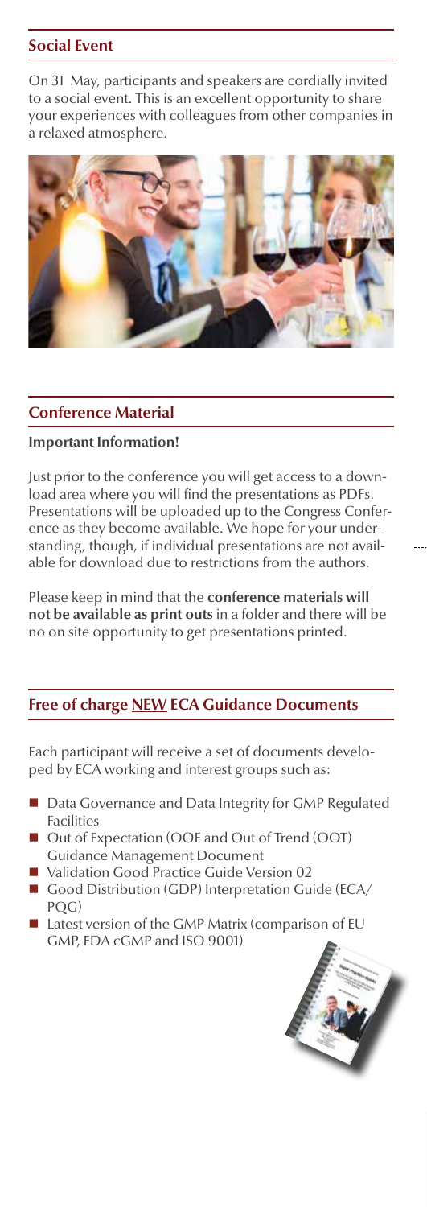## Social Event

On 31 May, participants and speakers are cordially invited to a social event. This is an excellent opportunity to share your experiences with colleagues from other companies in a relaxed atmosphere.

## Conference Material

**Important Information!**

Just prior to the conference you will get access to a download area where you will find the presentations as PDFs. Presentations will be uploaded up to the Congress Conference as they become available. We hope for your understanding, though, if individual presentations are not available for download due to restrictions from the authors.

Please keep in mind that the **conference materials will not be available as print outs** in a folder and there will be no on site opportunity to get presentations printed.

## Free of charge NEW ECA Guidance Documents

Each participant will receive a set of documents developed by ECA working and interest groups such as:

- Data Governance and Data Integrity for GMP Regulated Facilities
- Out of Expectation (OOE and Out of Trend (OOT) Guidance Management Document
- Validation Good Practice Guide Version 02
- Good Distribution (GDP) Interpretation Guide (ECA/PQG)
- Latest version of the GMP Matrix (comparison of EU GMP, FDA cGMP and ISO 9001)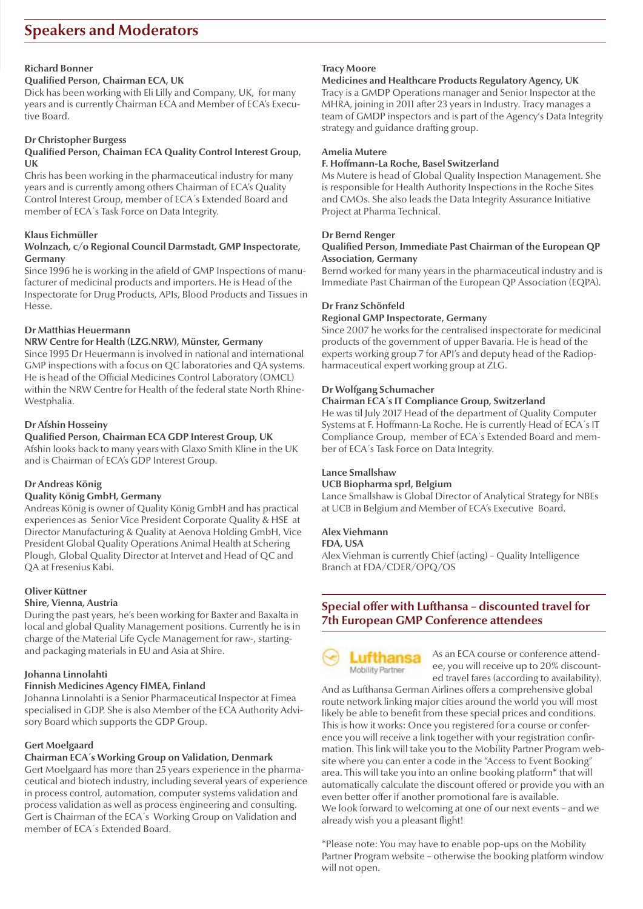## Speakers and Moderators

**Richard Bonner**
**Qualified Person, Chairman ECA, UK**
Dick has been working with Eli Lilly and Company, UK, for many years and is currently Chairman ECA and Member of ECA's Executive Board.

**Dr Christopher Burgess**
**Qualified Person, Chaiman ECA Quality Control Interest Group, UK**
Chris has been working in the pharmaceutical industry for many years and is currently among others Chairman of ECA's Quality Control Interest Group, member of ECA´s Extended Board and member of ECA´s Task Force on Data Integrity.

**Klaus Eichmüller**
**Wolnzach, c/o Regional Council Darmstadt, GMP Inspectorate, Germany**
Since 1996 he is working in the afield of GMP Inspections of manufacturer of medicinal products and importers. He is Head of the Inspectorate for Drug Products, APIs, Blood Products and Tissues in Hesse.

**Dr Matthias Heuermann**
**NRW Centre for Health (LZG.NRW), Münster, Germany**
Since 1995 Dr Heuermann is involved in national and international GMP inspections with a focus on QC laboratories and QA systems. He is head of the Official Medicines Control Laboratory (OMCL) within the NRW Centre for Health of the federal state North Rhine-Westphalia.

**Dr Afshin Hosseiny**
**Qualified Person, Chairman ECA GDP Interest Group, UK**
Afshin looks back to many years with Glaxo Smith Kline in the UK and is Chairman of ECA's GDP Interest Group.

**Dr Andreas König**
**Quality König GmbH, Germany**
Andreas König is owner of Quality König GmbH and has practical experiences as Senior Vice President Corporate Quality & HSE at Director Manufacturing & Quality at Aenova Holding GmbH, Vice President Global Quality Operations Animal Health at Schering Plough, Global Quality Director at Intervet and Head of QC and QA at Fresenius Kabi.

**Oliver Küttner**
**Shire, Vienna, Austria**
During the past years, he's been working for Baxter and Baxalta in local and global Quality Management positions. Currently he is in charge of the Material Life Cycle Management for raw-, starting- and packaging materials in EU and Asia at Shire.

**Johanna Linnolahti**
**Finnish Medicines Agency FIMEA, Finland**
Johanna Linnolahti is a Senior Pharmaceutical Inspector at Fimea specialised in GDP. She is also Member of the ECA Authority Advisory Board which supports the GDP Group.

**Gert Moelgaard**
**Chairman ECA´s Working Group on Validation, Denmark**
Gert Moelgaard has more than 25 years experience in the pharmaceutical and biotech industry, including several years of experience in process control, automation, computer systems validation and process validation as well as process engineering and consulting. Gert is Chairman of the ECA´s Working Group on Validation and member of ECA´s Extended Board.

**Tracy Moore**
**Medicines and Healthcare Products Regulatory Agency, UK**
Tracy is a GMDP Operations manager and Senior Inspector at the MHRA, joining in 2011 after 23 years in Industry. Tracy manages a team of GMDP inspectors and is part of the Agency's Data Integrity strategy and guidance drafting group.

**Amelia Mutere**
**F. Hoffmann-La Roche, Basel Switzerland**
Ms Mutere is head of Global Quality Inspection Management. She is responsible for Health Authority Inspections in the Roche Sites and CMOs. She also leads the Data Integrity Assurance Initiative Project at Pharma Technical.

**Dr Bernd Renger**
**Qualified Person, Immediate Past Chairman of the European QP Association, Germany**
Bernd worked for many years in the pharmaceutical industry and is Immediate Past Chairman of the European QP Association (EQPA).

**Dr Franz Schönfeld**
**Regional GMP Inspectorate, Germany**
Since 2007 he works for the centralised inspectorate for medicinal products of the government of upper Bavaria. He is head of the experts working group 7 for API's and deputy head of the Radiopharmaceutical expert working group at ZLG.

**Dr Wolfgang Schumacher**
**Chairman ECA´s IT Compliance Group, Switzerland**
He was til July 2017 Head of the department of Quality Computer Systems at F. Hoffmann-La Roche. He is currently Head of ECA´s IT Compliance Group, member of ECA´s Extended Board and member of ECA´s Task Force on Data Integrity.

**Lance Smallshaw**
**UCB Biopharma sprl, Belgium**
Lance Smallshaw is Global Director of Analytical Strategy for NBEs at UCB in Belgium and Member of ECA's Executive Board.

**Alex Viehmann**
**FDA, USA**
Alex Viehman is currently Chief (acting) – Quality Intelligence Branch at FDA/CDER/OPQ/OS

## Special offer with Lufthansa – discounted travel for 7th European GMP Conference attendees

Lufthansa Mobility Partner

As an ECA course or conference attendee, you will receive up to 20% discounted travel fares (according to availability). And as Lufthansa German Airlines offers a comprehensive global route network linking major cities around the world you will most likely be able to benefit from these special prices and conditions. This is how it works: Once you registered for a course or conference you will receive a link together with your registration confirmation. This link will take you to the Mobility Partner Program website where you can enter a code in the "Access to Event Booking" area. This will take you into an online booking platform* that will automatically calculate the discount offered or provide you with an even better offer if another promotional fare is available.
We look forward to welcoming at one of our next events – and we already wish you a pleasant flight!

*Please note: You may have to enable pop-ups on the Mobility Partner Program website – otherwise the booking platform window will not open.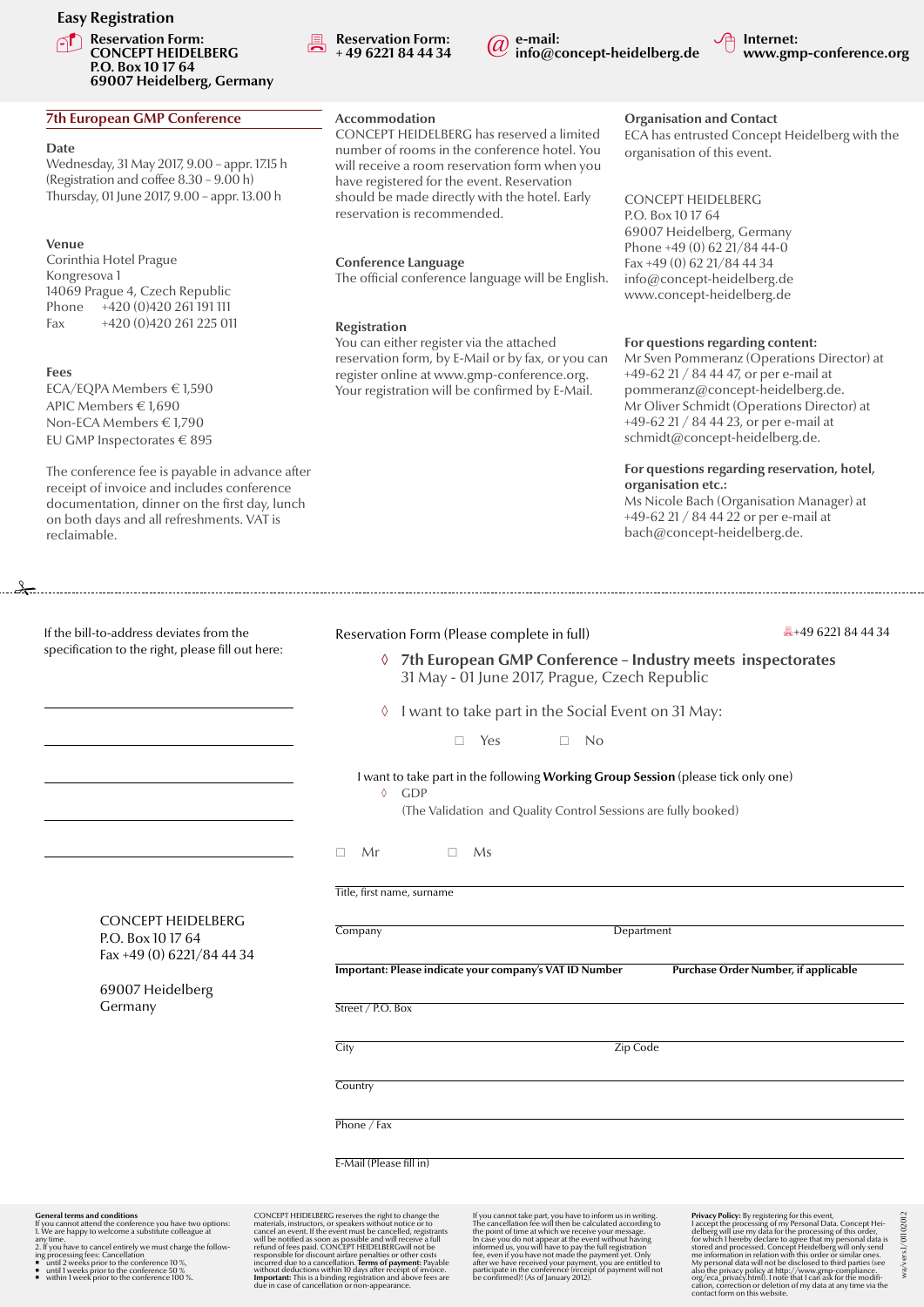## Easy Registration

**Reservation Form:**
**CONCEPT HEIDELBERG**
**P.O. Box 10 17 64**
**69007 Heidelberg, Germany**

**Reservation Form:**
**+ 49 6221 84 44 34**

**e-mail:**
**info@concept-heidelberg.de**

**Internet:**
**www.gmp-conference.org**

### 7th European GMP Conference

**Date**

Wednesday, 31 May 2017, 9.00 – appr. 17.15 h
(Registration and coffee 8.30 – 9.00 h)
Thursday, 01 June 2017, 9.00 – appr. 13.00 h

**Venue**

Corinthia Hotel Prague
Kongresova 1
14069 Prague 4, Czech Republic
Phone +420 (0)420 261 191 111
Fax +420 (0)420 261 225 011

**Fees**

ECA/EQPA Members € 1,590
APIC Members € 1,690
Non-ECA Members € 1,790
EU GMP Inspectorates € 895

The conference fee is payable in advance after receipt of invoice and includes conference documentation, dinner on the first day, lunch on both days and all refreshments. VAT is reclaimable.

**Accommodation**

CONCEPT HEIDELBERG has reserved a limited number of rooms in the conference hotel. You will receive a room reservation form when you have registered for the event. Reservation should be made directly with the hotel. Early reservation is recommended.

**Conference Language**

The official conference language will be English.

**Registration**

You can either register via the attached reservation form, by E-Mail or by fax, or you can register online at www.gmp-conference.org. Your registration will be confirmed by E-Mail.

**Organisation and Contact**

ECA has entrusted Concept Heidelberg with the organisation of this event.

CONCEPT HEIDELBERG
P.O. Box 10 17 64
69007 Heidelberg, Germany
Phone +49 (0) 62 21/84 44-0
Fax +49 (0) 62 21/84 44 34
info@concept-heidelberg.de
www.concept-heidelberg.de

**For questions regarding content:**

Mr Sven Pommeranz (Operations Director) at +49-62 21 / 84 44 47, or per e-mail at pommeranz@concept-heidelberg.de.
Mr Oliver Schmidt (Operations Director) at +49-62 21 / 84 44 23, or per e-mail at schmidt@concept-heidelberg.de.

**For questions regarding reservation, hotel, organisation etc.:**

Ms Nicole Bach (Organisation Manager) at +49-62 21 / 84 44 22 or per e-mail at bach@concept-heidelberg.de.

---

If the bill-to-address deviates from the specification to the right, please fill out here:

CONCEPT HEIDELBERG
P.O. Box 10 17 64
Fax +49 (0) 6221/84 44 34

69007 Heidelberg
Germany

Reservation Form (Please complete in full) +49 6221 84 44 34

◊ **7th European GMP Conference – Industry meets inspectorates**
31 May - 01 June 2017, Prague, Czech Republic

◊ I want to take part in the Social Event on 31 May:

☐ Yes ☐ No

I want to take part in the following **Working Group Session** (please tick only one)

◊ GDP

(The Validation and Quality Control Sessions are fully booked)

☐ Mr ☐ Ms

Title, first name, surname

Company | Department

**Important: Please indicate your company's VAT ID Number** | **Purchase Order Number, if applicable**

Street / P.O. Box

City | Zip Code

Country

Phone / Fax

E-Mail (Please fill in)

**General terms and conditions**
If you cannot attend the conference you have two options:
1. We are happy to welcome a substitute colleague at any time.
2. If you have to cancel entirely we must charge the following processing fees: Cancellation
- until 2 weeks prior to the conference 10 %,
- until 1 weeks prior to the conference 50 %
- within 1 week prior to the conference 100 %.

CONCEPT HEIDELBERG reserves the right to change the materials, instructors, or speakers without notice or to cancel an event. If the event must be cancelled, registrants will be notified as soon as possible and will receive a full refund of fees paid. CONCEPT HEIDELBERGwill not be responsible for discount airfare penalties or other costs incurred due to a cancellation. **Terms of payment:** Payable without deductions within 10 days after receipt of invoice. **Important:** This is a binding registration and above fees are due in case of cancellation or non-appearance.

If you cannot take part, you have to inform us in writing. The cancellation fee will then be calculated according to the point of time at which we receive your message. In case you do not appear at the event without having informed us, you will have to pay the full registration fee, even if you have not made the payment yet. Only after we have received your payment, you are entitled to participate in the conference (receipt of payment will not be confirmed)! (As of January 2012).

**Privacy Policy:** By registering for this event, I accept the processing of my Personal Data. Concept Heidelberg will use my data for the processing of this order, for which I hereby declare to agree that my personal data is stored and processed. Concept Heidelberg will only send me information in relation with this order or similar ones. My personal data will not be disclosed to third parties (see also the privacy policy at http://www.gmp-compliance.org/eca_privacy.html). I note that I can ask for the modification, correction or deletion of my data at any time via the contact form on this website.

wa/vers1/01102012